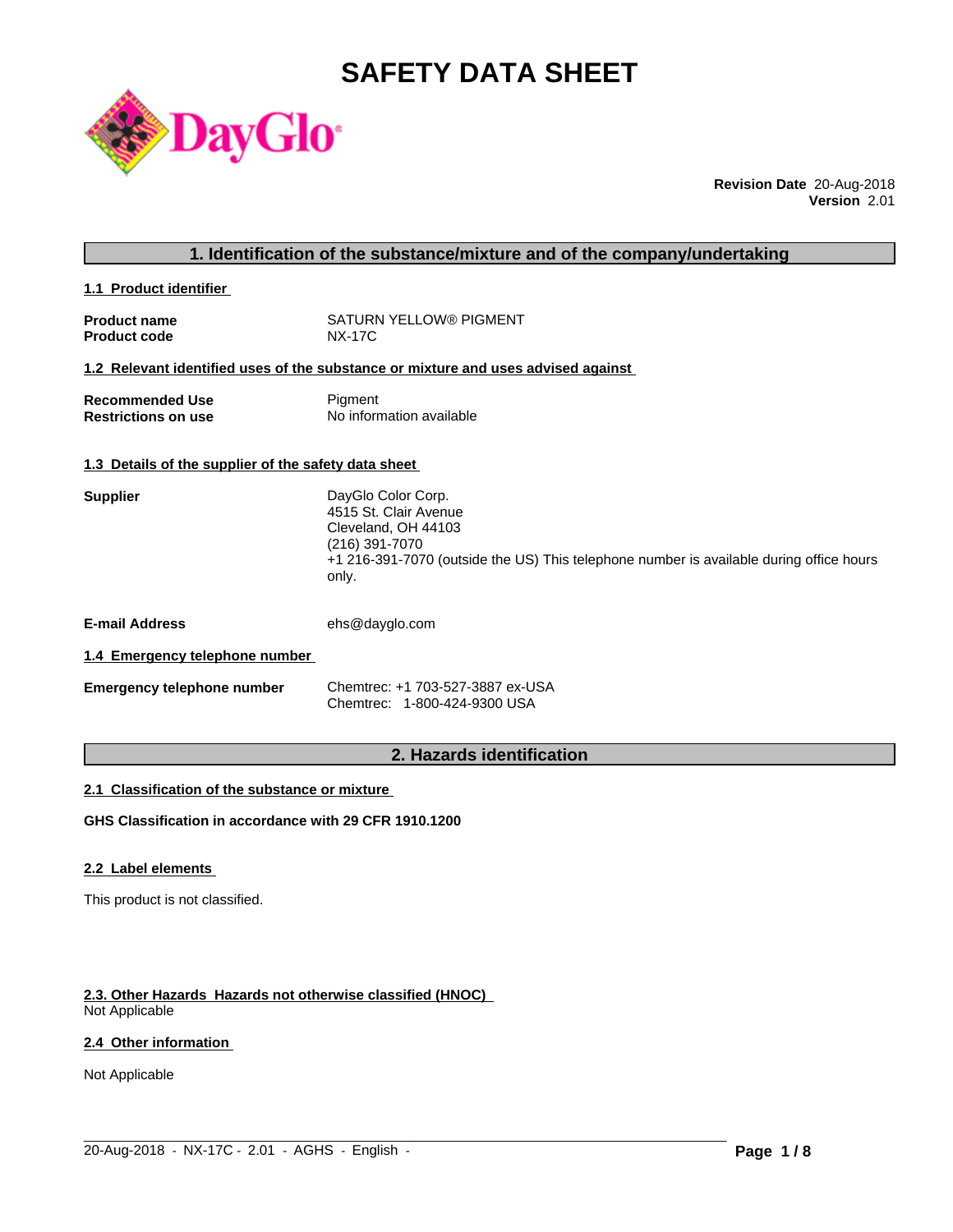# SAFETY DATA SHEET

DayGlo®

**Revision Date** 20-Aug-2018
**Version** 2.01

## 1. Identification of the substance/mixture and of the company/undertaking

### 1.1 Product identifier

| | |
|---|---|
| **Product name** | SATURN YELLOW® PIGMENT |
| **Product code** | NX-17C |

### 1.2 Relevant identified uses of the substance or mixture and uses advised against

| | |
|---|---|
| **Recommended Use** | Pigment |
| **Restrictions on use** | No information available |

### 1.3 Details of the supplier of the safety data sheet

**Supplier**

DayGlo Color Corp.
4515 St. Clair Avenue
Cleveland, OH 44103
(216) 391-7070
+1 216-391-7070 (outside the US) This telephone number is available during office hours only.

**E-mail Address** ehs@dayglo.com

### 1.4 Emergency telephone number

**Emergency telephone number**

Chemtrec: +1 703-527-3887 ex-USA
Chemtrec: 1-800-424-9300 USA

## 2. Hazards identification

### 2.1 Classification of the substance or mixture

**GHS Classification in accordance with 29 CFR 1910.1200**

### 2.2 Label elements

This product is not classified.

### 2.3. Other Hazards Hazards not otherwise classified (HNOC)

Not Applicable

### 2.4 Other information

Not Applicable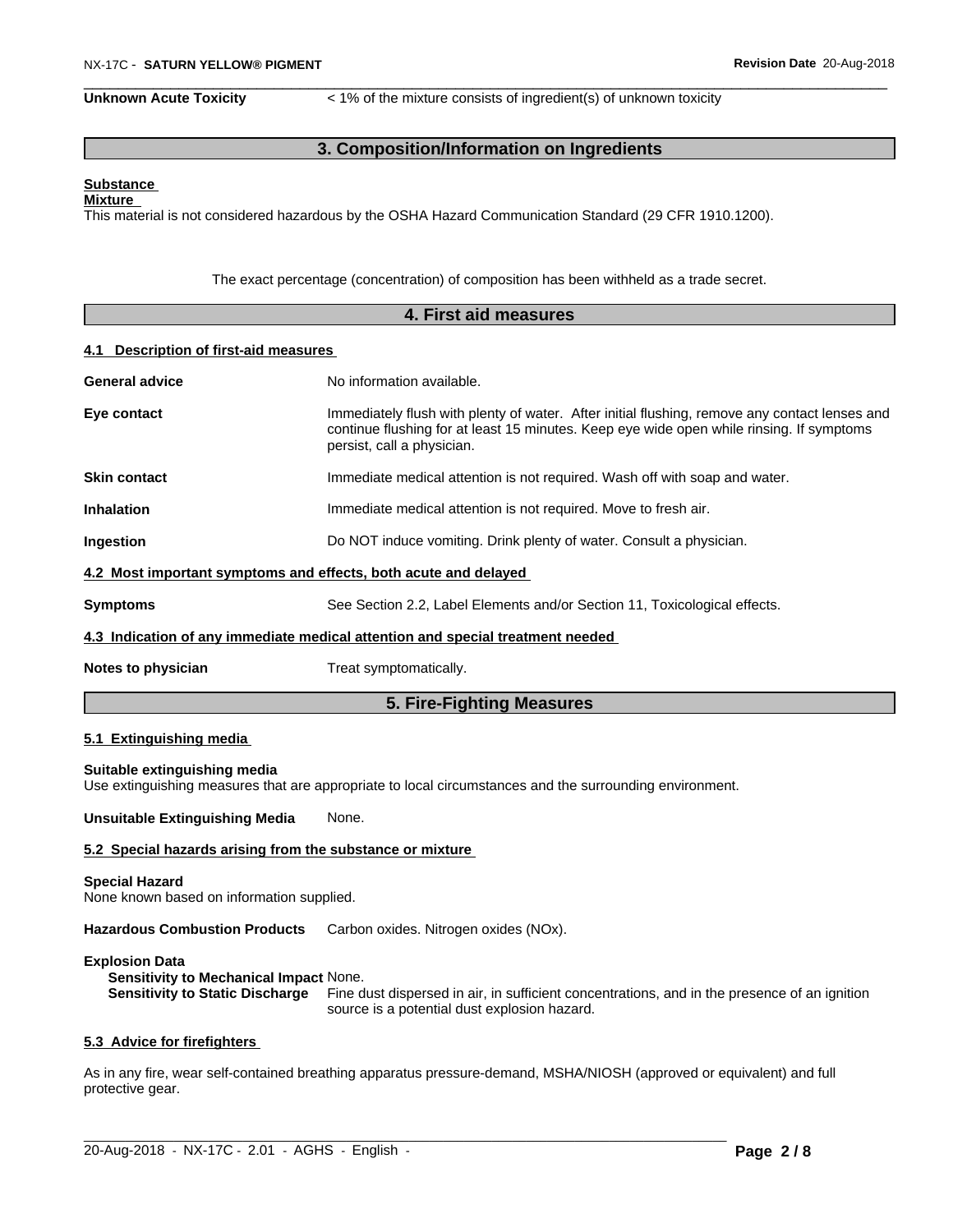**Unknown Acute Toxicity** < 1% of the mixture consists of ingredient(s) of unknown toxicity

## 3. Composition/Information on Ingredients

**Substance**

**Mixture**

This material is not considered hazardous by the OSHA Hazard Communication Standard (29 CFR 1910.1200).

The exact percentage (concentration) of composition has been withheld as a trade secret.

## 4. First aid measures

### 4.1 Description of first-aid measures

**General advice** No information available.

**Eye contact** Immediately flush with plenty of water. After initial flushing, remove any contact lenses and continue flushing for at least 15 minutes. Keep eye wide open while rinsing. If symptoms persist, call a physician.

**Skin contact** Immediate medical attention is not required. Wash off with soap and water.

**Inhalation** Immediate medical attention is not required. Move to fresh air.

**Ingestion** Do NOT induce vomiting. Drink plenty of water. Consult a physician.

### 4.2 Most important symptoms and effects, both acute and delayed

**Symptoms** See Section 2.2, Label Elements and/or Section 11, Toxicological effects.

### 4.3 Indication of any immediate medical attention and special treatment needed

**Notes to physician** Treat symptomatically.

## 5. Fire-Fighting Measures

### 5.1 Extinguishing media

**Suitable extinguishing media**

Use extinguishing measures that are appropriate to local circumstances and the surrounding environment.

**Unsuitable Extinguishing Media** None.

### 5.2 Special hazards arising from the substance or mixture

**Special Hazard**

None known based on information supplied.

**Hazardous Combustion Products** Carbon oxides. Nitrogen oxides (NOx).

**Explosion Data**

**Sensitivity to Mechanical Impact** None.

**Sensitivity to Static Discharge** Fine dust dispersed in air, in sufficient concentrations, and in the presence of an ignition source is a potential dust explosion hazard.

### 5.3 Advice for firefighters

As in any fire, wear self-contained breathing apparatus pressure-demand, MSHA/NIOSH (approved or equivalent) and full protective gear.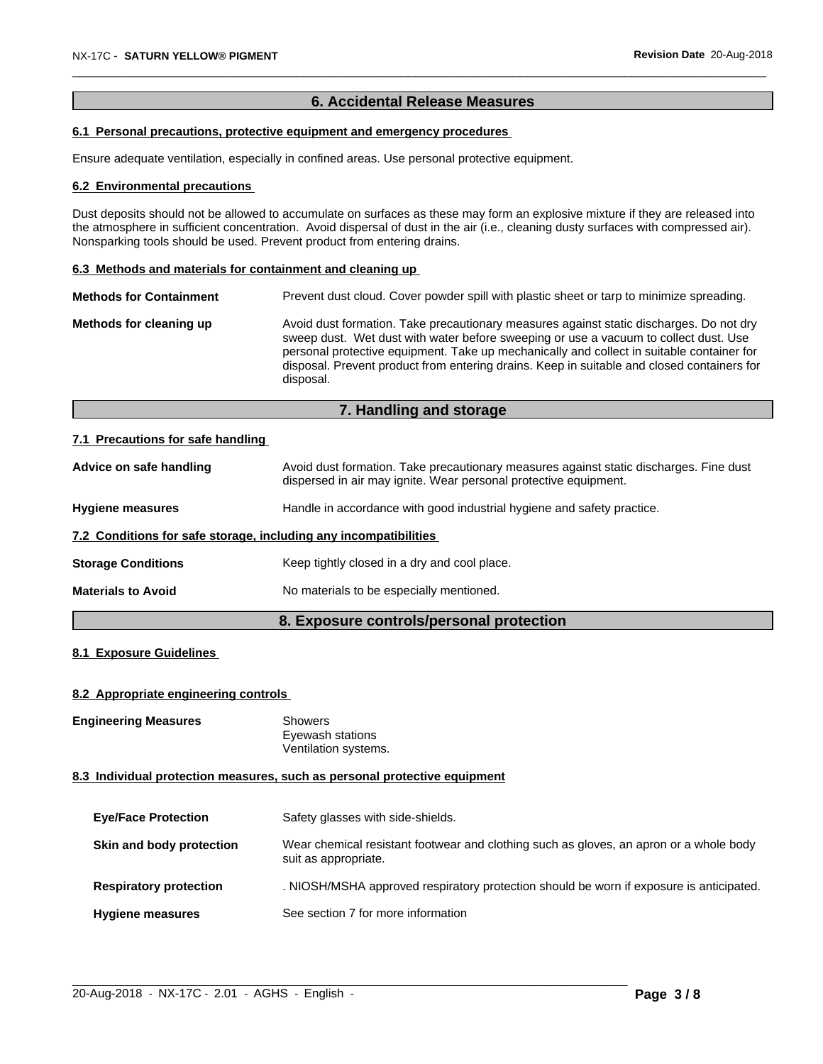## 6. Accidental Release Measures

### 6.1 Personal precautions, protective equipment and emergency procedures

Ensure adequate ventilation, especially in confined areas. Use personal protective equipment.

### 6.2 Environmental precautions

Dust deposits should not be allowed to accumulate on surfaces as these may form an explosive mixture if they are released into the atmosphere in sufficient concentration. Avoid dispersal of dust in the air (i.e., cleaning dusty surfaces with compressed air). Nonsparking tools should be used. Prevent product from entering drains.

### 6.3 Methods and materials for containment and cleaning up

| | |
|---|---|
| **Methods for Containment** | Prevent dust cloud. Cover powder spill with plastic sheet or tarp to minimize spreading. |
| **Methods for cleaning up** | Avoid dust formation. Take precautionary measures against static discharges. Do not dry sweep dust. Wet dust with water before sweeping or use a vacuum to collect dust. Use personal protective equipment. Take up mechanically and collect in suitable container for disposal. Prevent product from entering drains. Keep in suitable and closed containers for disposal. |

## 7. Handling and storage

### 7.1 Precautions for safe handling

| | |
|---|---|
| **Advice on safe handling** | Avoid dust formation. Take precautionary measures against static discharges. Fine dust dispersed in air may ignite. Wear personal protective equipment. |
| **Hygiene measures** | Handle in accordance with good industrial hygiene and safety practice. |

### 7.2 Conditions for safe storage, including any incompatibilities

| | |
|---|---|
| **Storage Conditions** | Keep tightly closed in a dry and cool place. |
| **Materials to Avoid** | No materials to be especially mentioned. |

## 8. Exposure controls/personal protection

### 8.1 Exposure Guidelines

### 8.2 Appropriate engineering controls

| | |
|---|---|
| **Engineering Measures** | Showers<br>Eyewash stations<br>Ventilation systems. |

### 8.3 Individual protection measures, such as personal protective equipment

| | |
|---|---|
| **Eye/Face Protection** | Safety glasses with side-shields. |
| **Skin and body protection** | Wear chemical resistant footwear and clothing such as gloves, an apron or a whole body suit as appropriate. |
| **Respiratory protection** | . NIOSH/MSHA approved respiratory protection should be worn if exposure is anticipated. |
| **Hygiene measures** | See section 7 for more information |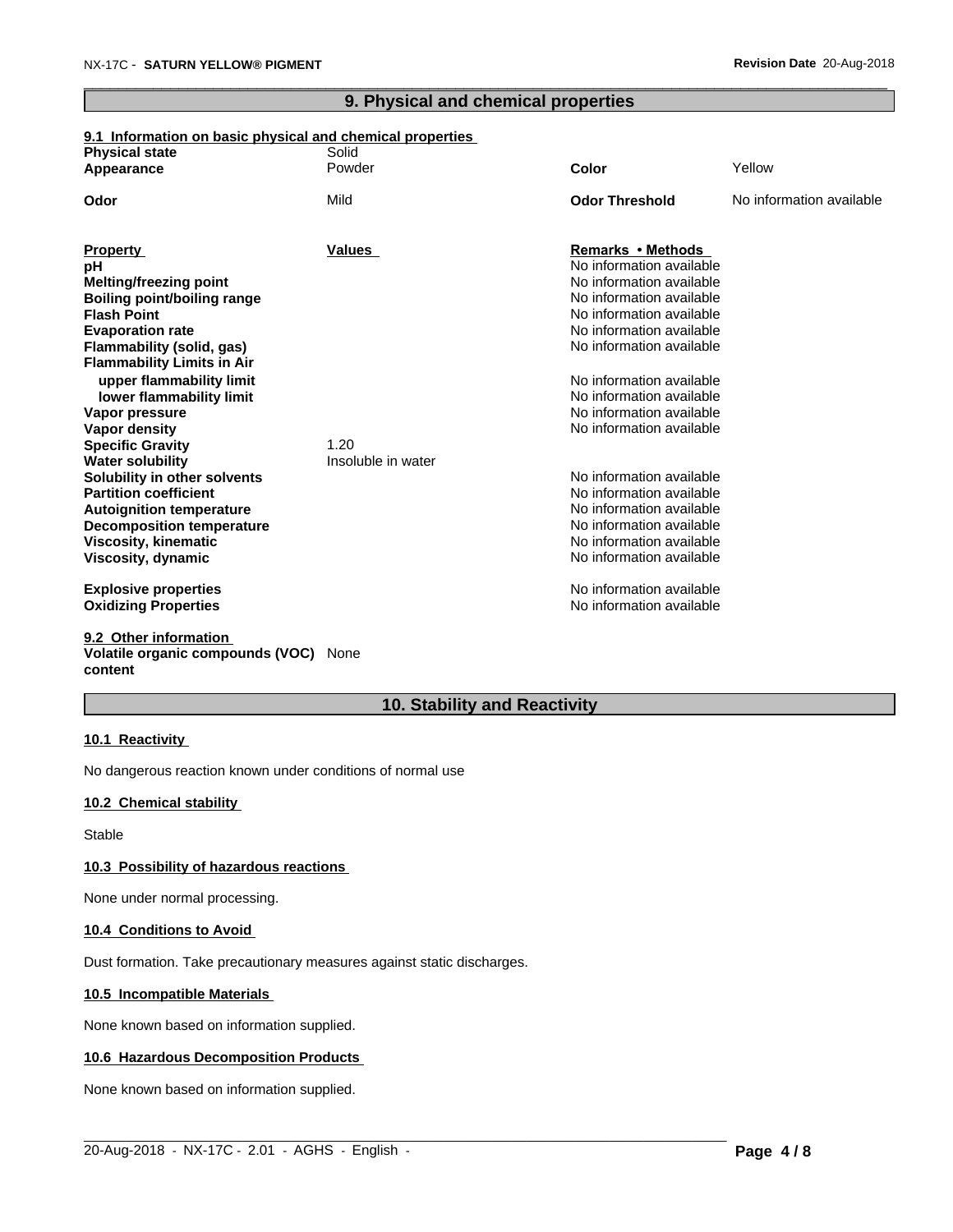## 9. Physical and chemical properties

### 9.1 Information on basic physical and chemical properties

| | | | |
|---|---|---|---|
| **Physical state** | Solid | | |
| **Appearance** | Powder | **Color** | Yellow |
| **Odor** | Mild | **Odor Threshold** | No information available |

| **Property** | **Values** | **Remarks • Methods** |
|---|---|---|
| **pH** | | No information available |
| **Melting/freezing point** | | No information available |
| **Boiling point/boiling range** | | No information available |
| **Flash Point** | | No information available |
| **Evaporation rate** | | No information available |
| **Flammability (solid, gas)** | | No information available |
| **Flammability Limits in Air** | | |
| **upper flammability limit** | | No information available |
| **lower flammability limit** | | No information available |
| **Vapor pressure** | | No information available |
| **Vapor density** | | No information available |
| **Specific Gravity** | 1.20 | |
| **Water solubility** | Insoluble in water | |
| **Solubility in other solvents** | | No information available |
| **Partition coefficient** | | No information available |
| **Autoignition temperature** | | No information available |
| **Decomposition temperature** | | No information available |
| **Viscosity, kinematic** | | No information available |
| **Viscosity, dynamic** | | No information available |
| **Explosive properties** | | No information available |
| **Oxidizing Properties** | | No information available |

### 9.2 Other information

**Volatile organic compounds (VOC) content** None

## 10. Stability and Reactivity

### 10.1 Reactivity

No dangerous reaction known under conditions of normal use

### 10.2 Chemical stability

Stable

### 10.3 Possibility of hazardous reactions

None under normal processing.

### 10.4 Conditions to Avoid

Dust formation. Take precautionary measures against static discharges.

### 10.5 Incompatible Materials

None known based on information supplied.

### 10.6 Hazardous Decomposition Products

None known based on information supplied.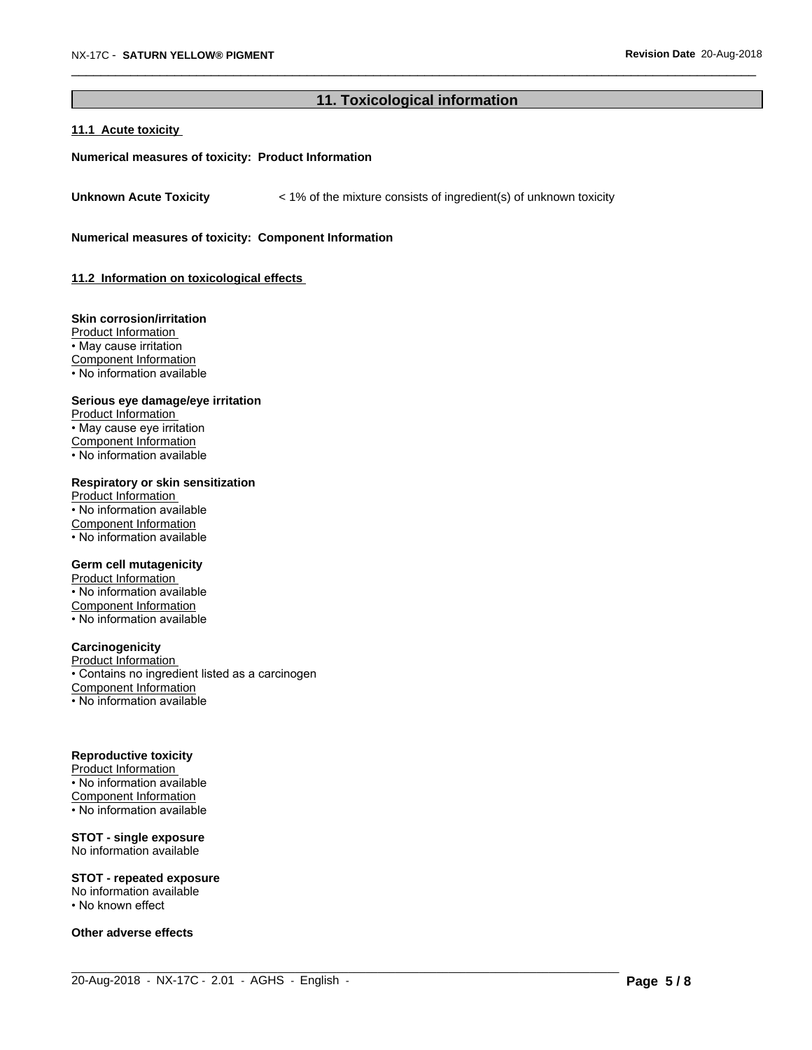## 11. Toxicological information

### 11.1 Acute toxicity

**Numerical measures of toxicity: Product Information**

**Unknown Acute Toxicity** < 1% of the mixture consists of ingredient(s) of unknown toxicity

**Numerical measures of toxicity: Component Information**

### 11.2 Information on toxicological effects

**Skin corrosion/irritation**

Product Information

- May cause irritation

Component Information

- No information available

**Serious eye damage/eye irritation**

Product Information

- May cause eye irritation

Component Information

- No information available

**Respiratory or skin sensitization**

Product Information

- No information available

Component Information

- No information available

**Germ cell mutagenicity**

Product Information

- No information available

Component Information

- No information available

**Carcinogenicity**

Product Information

- Contains no ingredient listed as a carcinogen

Component Information

- No information available

**Reproductive toxicity**

Product Information

- No information available

Component Information

- No information available

**STOT - single exposure**

No information available

**STOT - repeated exposure**

No information available

- No known effect

**Other adverse effects**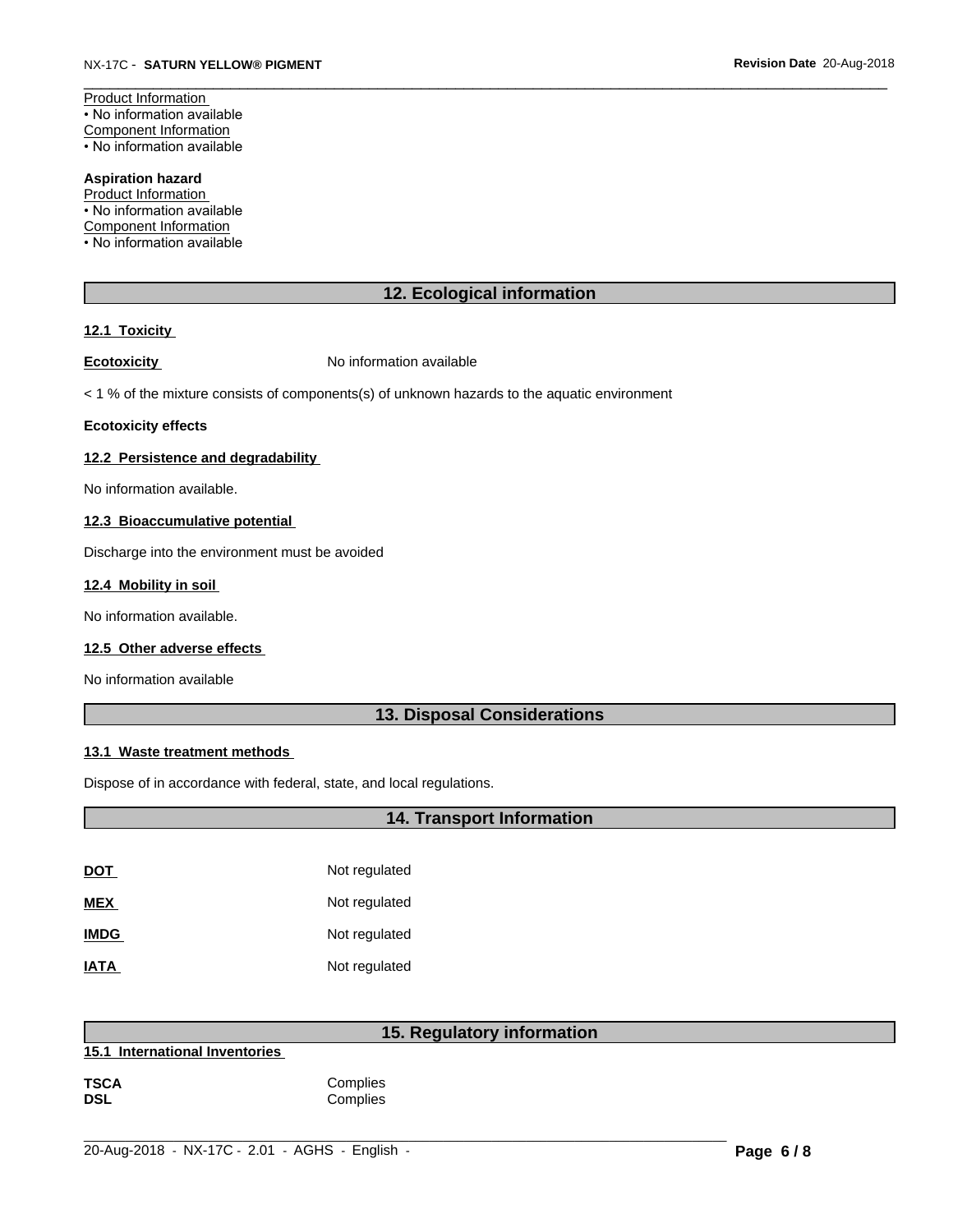Product Information
- No information available

Component Information
- No information available

**Aspiration hazard**

Product Information
- No information available

Component Information
- No information available

## 12. Ecological information

### 12.1 Toxicity

**Ecotoxicity** No information available

< 1 % of the mixture consists of components(s) of unknown hazards to the aquatic environment

**Ecotoxicity effects**

### 12.2 Persistence and degradability

No information available.

### 12.3 Bioaccumulative potential

Discharge into the environment must be avoided

### 12.4 Mobility in soil

No information available.

### 12.5 Other adverse effects

No information available

## 13. Disposal Considerations

### 13.1 Waste treatment methods

Dispose of in accordance with federal, state, and local regulations.

## 14. Transport Information

| | |
|---|---|
| **DOT** | Not regulated |
| **MEX** | Not regulated |
| **IMDG** | Not regulated |
| **IATA** | Not regulated |

## 15. Regulatory information

### 15.1 International Inventories

| | |
|---|---|
| **TSCA** | Complies |
| **DSL** | Complies |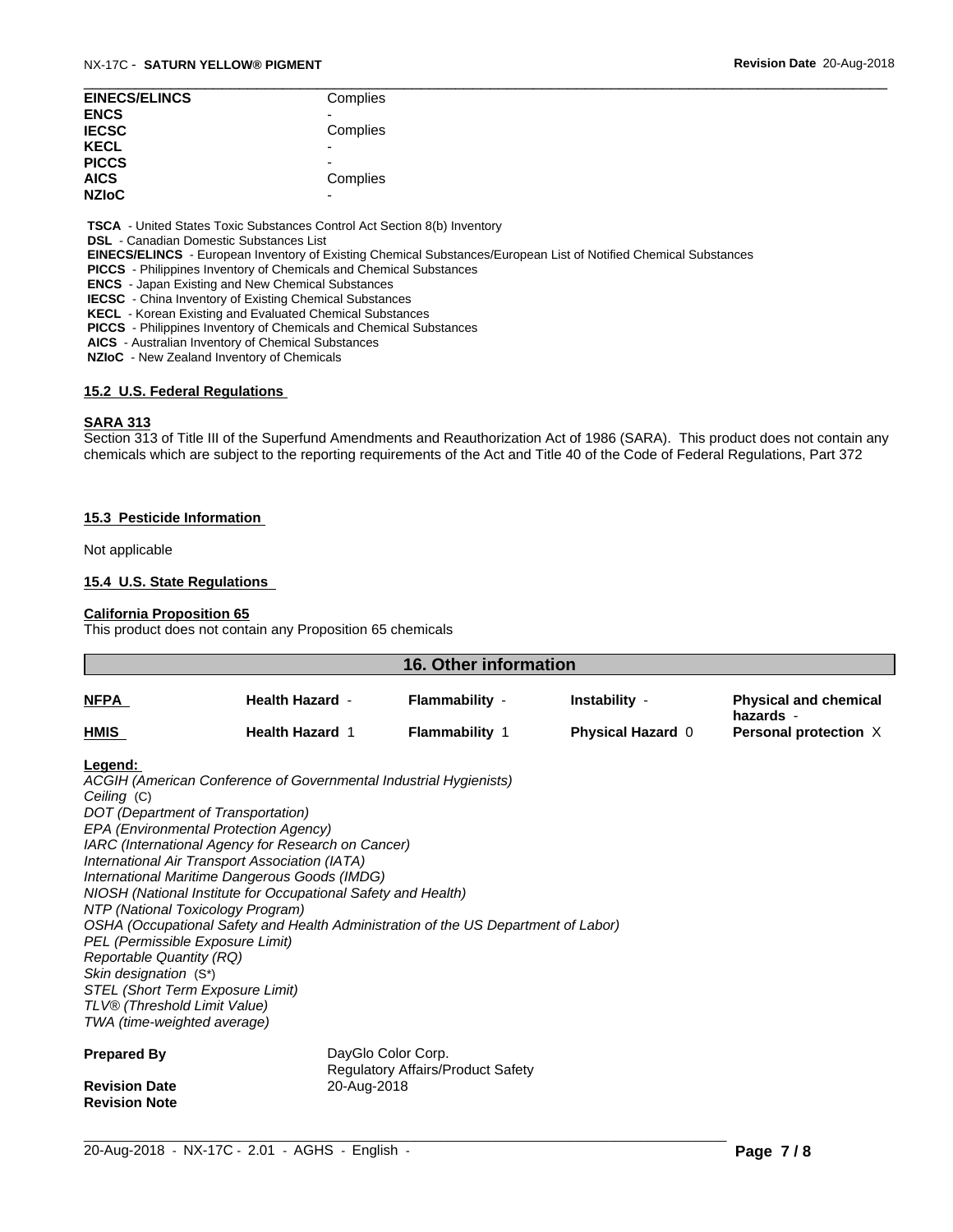| | |
|---|---|
| **EINECS/ELINCS** | Complies |
| **ENCS** | - |
| **IECSC** | Complies |
| **KECL** | - |
| **PICCS** | - |
| **AICS** | Complies |
| **NZIoC** | - |

**TSCA** - United States Toxic Substances Control Act Section 8(b) Inventory
**DSL** - Canadian Domestic Substances List
**EINECS/ELINCS** - European Inventory of Existing Chemical Substances/European List of Notified Chemical Substances
**PICCS** - Philippines Inventory of Chemicals and Chemical Substances
**ENCS** - Japan Existing and New Chemical Substances
**IECSC** - China Inventory of Existing Chemical Substances
**KECL** - Korean Existing and Evaluated Chemical Substances
**PICCS** - Philippines Inventory of Chemicals and Chemical Substances
**AICS** - Australian Inventory of Chemical Substances
**NZIoC** - New Zealand Inventory of Chemicals

### 15.2 U.S. Federal Regulations

**SARA 313**
Section 313 of Title III of the Superfund Amendments and Reauthorization Act of 1986 (SARA). This product does not contain any chemicals which are subject to the reporting requirements of the Act and Title 40 of the Code of Federal Regulations, Part 372

### 15.3 Pesticide Information

Not applicable

### 15.4 U.S. State Regulations

**California Proposition 65**
This product does not contain any Proposition 65 chemicals

## 16. Other information

| | | | | |
|---|---|---|---|---|
| **NFPA** | **Health Hazard** - | **Flammability** - | **Instability** - | **Physical and chemical hazards** - |
| **HMIS** | **Health Hazard** 1 | **Flammability** 1 | **Physical Hazard** 0 | **Personal protection** X |

**Legend:**
*ACGIH (American Conference of Governmental Industrial Hygienists)*
*Ceiling* (C)
*DOT (Department of Transportation)*
*EPA (Environmental Protection Agency)*
*IARC (International Agency for Research on Cancer)*
*International Air Transport Association (IATA)*
*International Maritime Dangerous Goods (IMDG)*
*NIOSH (National Institute for Occupational Safety and Health)*
*NTP (National Toxicology Program)*
*OSHA (Occupational Safety and Health Administration of the US Department of Labor)*
*PEL (Permissible Exposure Limit)*
*Reportable Quantity (RQ)*
*Skin designation* (S*)
*STEL (Short Term Exposure Limit)*
*TLV® (Threshold Limit Value)*
*TWA (time-weighted average)*

**Prepared By** DayGlo Color Corp.
Regulatory Affairs/Product Safety

**Revision Date** 20-Aug-2018

**Revision Note**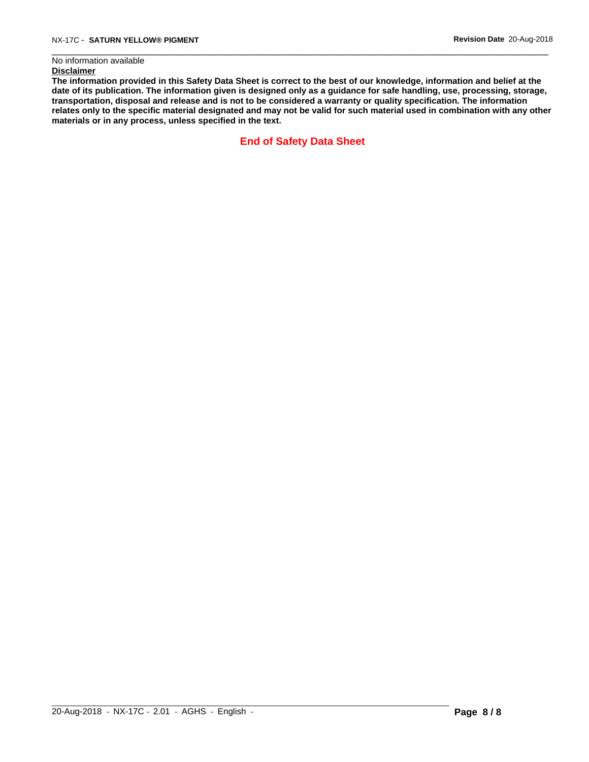No information available

**Disclaimer**

**The information provided in this Safety Data Sheet is correct to the best of our knowledge, information and belief at the date of its publication. The information given is designed only as a guidance for safe handling, use, processing, storage, transportation, disposal and release and is not to be considered a warranty or quality specification. The information relates only to the specific material designated and may not be valid for such material used in combination with any other materials or in any process, unless specified in the text.**

**End of Safety Data Sheet**